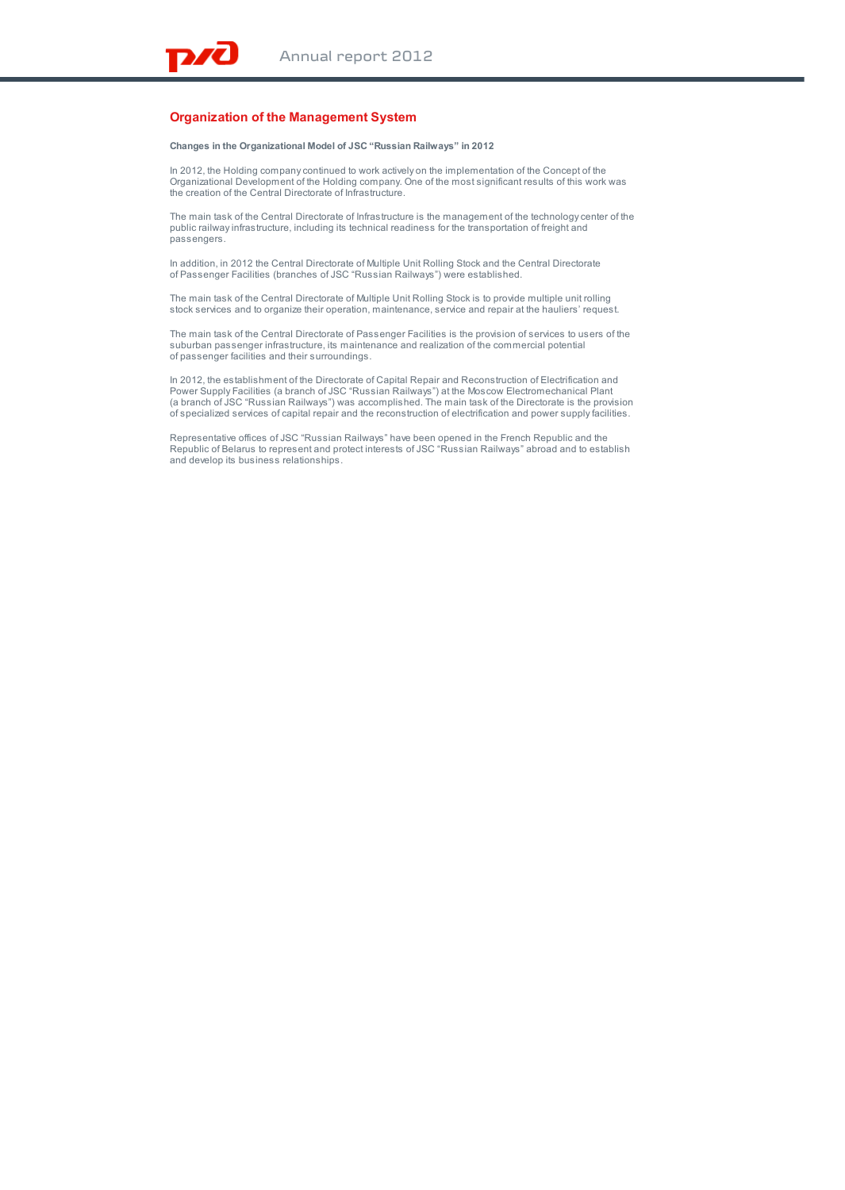## Organization of the Management System

**Changes in the Organizational Model of JSC "Russian Railways" in 2012**

In 2012, the Holding company continued to work actively on the implementation of the Concept of the Organizational Development of the Holding company. One of the most significant results of this work was the creation of the Central Directorate of Infrastructure.

The main task of the Central Directorate of Infrastructure is the management of the technology center of the public railway infrastructure, including its technical readiness for the transportation of freight and passengers.

In addition, in 2012 the Central Directorate of Multiple Unit Rolling Stock and the Central Directorate of Passenger Facilities (branches of JSC "Russian Railways") were established.

The main task of the Central Directorate of Multiple Unit Rolling Stock is to provide multiple unit rolling stock services and to organize their operation, maintenance, service and repair at the hauliers' request.

The main task of the Central Directorate of Passenger Facilities is the provision of services to users of the suburban passenger infrastructure, its maintenance and realization of the commercial potential of passenger facilities and their surroundings.

In 2012, the establishment of the Directorate of Capital Repair and Reconstruction of Electrification and Power Supply Facilities (a branch of JSC "Russian Railways") at the Moscow Electromechanical Plant (a branch of JSC "Russian Railways") was accomplished. The main task of the Directorate is the provision of specialized services of capital repair and the reconstruction of electrification and power supply facilities.

Representative offices of JSC "Russian Railways" have been opened in the French Republic and the Republic of Belarus to represent and protect interests of JSC "Russian Railways" abroad and to establish and develop its business relationships.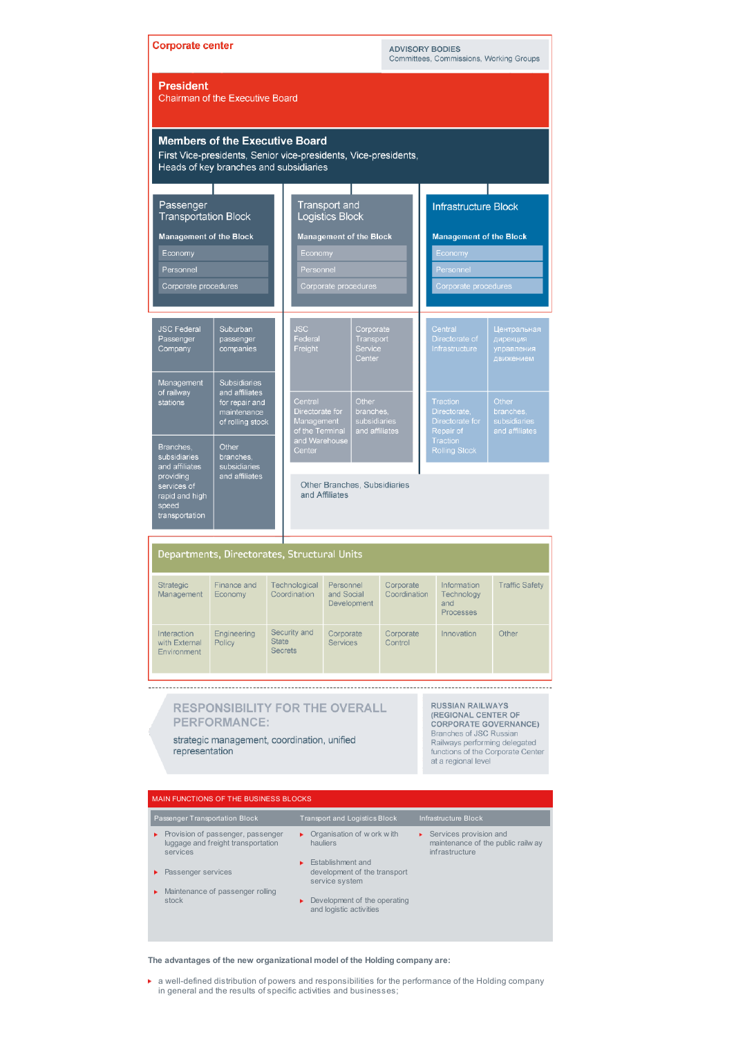## Corporate center

**ADVISORY BODIES**
Committees, Commissions, Working Groups

### President
Chairman of the Executive Board

### Members of the Executive Board
First Vice-presidents, Senior vice-presidents, Vice-presidents, Heads of key branches and subsidiaries

#### Passenger Transportation Block

**Management of the Block**

- Economy
- Personnel
- Corporate procedures

#### Transport and Logistics Block

**Management of the Block**

- Economy
- Personnel
- Corporate procedures

#### Infrastructure Block

**Management of the Block**

- Economy
- Personnel
- Corporate procedures

**Passenger Transportation Block:**

- JSC Federal Passenger Company
- Suburban passenger companies
- Management of railway stations
- Subsidiaries and affiliates for repair and maintenance of rolling stock
- Branches, subsidiaries and affiliates providing services of rapid and high speed transportation
- Other branches, subsidiaries and affiliates

**Transport and Logistics Block:**

- JSC Federal Freight
- Corporate Transport Service Center
- Central Directorate for Management of the Terminal and Warehouse Center
- Other branches, subsidiaries and affiliates

**Infrastructure Block:**

- Central Directorate of Infrastructure
- Центральная дирекция управления движением
- Traction Directorate, Directorate for Repair of Traction Rolling Stock
- Other branches, subsidiaries and affiliates

Other Branches, Subsidiaries and Affiliates

### Departments, Directorates, Structural Units

| | | | | | | |
|---|---|---|---|---|---|---|
| Strategic Management | Finance and Economy | Technological Coordination | Personnel and Social Development | Corporate Coordination | Information Technology and Processes | Traffic Safety |
| Interaction with External Environment | Engineering Policy | Security and State Secrets | Corporate Services | Corporate Control | Innovation | Other |

**RESPONSIBILITY FOR THE OVERALL PERFORMANCE:**
strategic management, coordination, unified representation

**RUSSIAN RAILWAYS (REGIONAL CENTER OF CORPORATE GOVERNANCE)**
Branches of JSC Russian Railways performing delegated functions of the Corporate Center at a regional level

### MAIN FUNCTIONS OF THE BUSINESS BLOCKS

| Passenger Transportation Block | Transport and Logistics Block | Infrastructure Block |
|---|---|---|
| Provision of passenger, passenger luggage and freight transportation services | Organisation of work with hauliers | Services provision and maintenance of the public railway infrastructure |
| Passenger services | Establishment and development of the transport service system | |
| Maintenance of passenger rolling stock | Development of the operating and logistic activities | |

**The advantages of the new organizational model of the Holding company are:**

- a well-defined distribution of powers and responsibilities for the performance of the Holding company in general and the results of specific activities and businesses;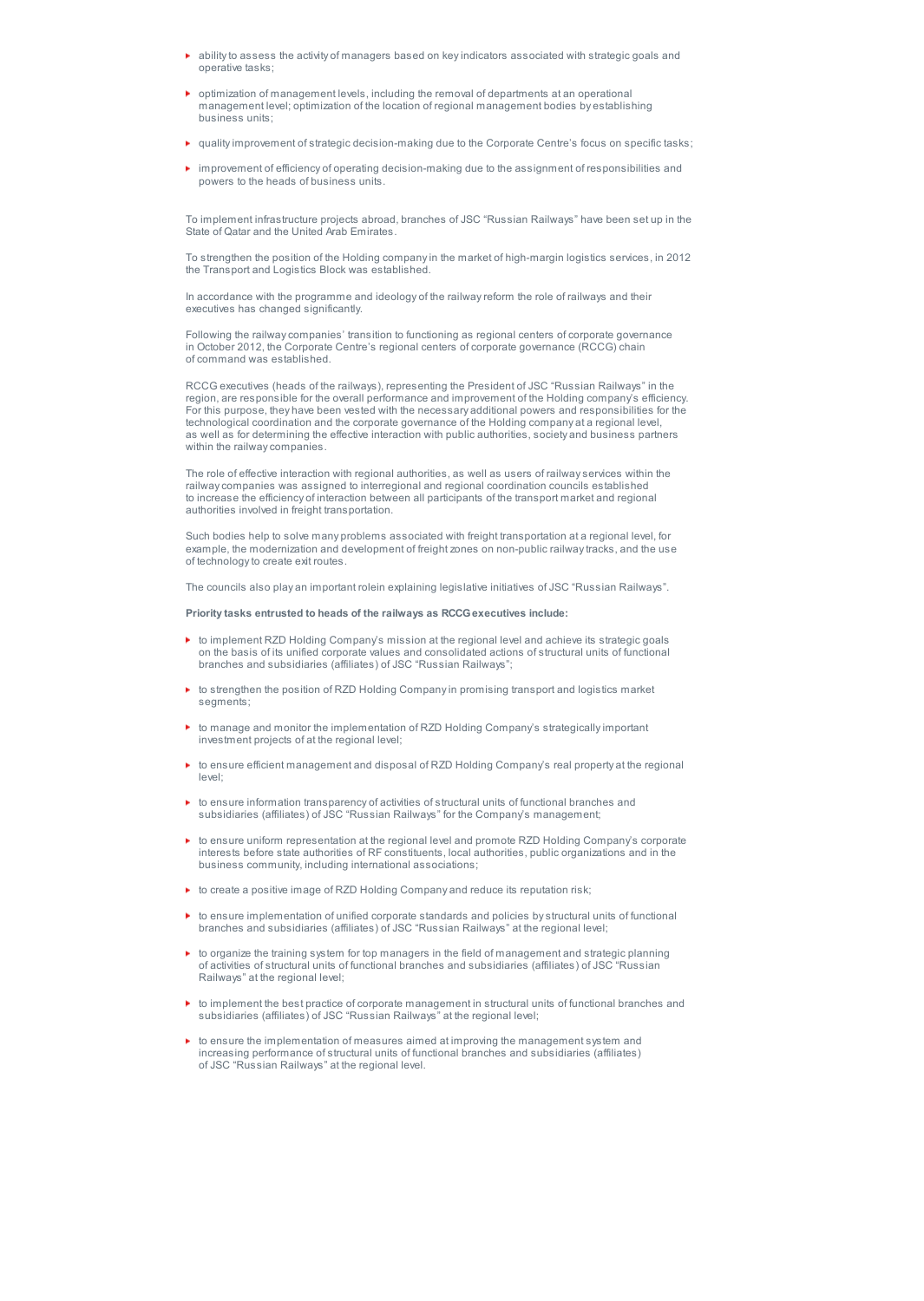- ability to assess the activity of managers based on key indicators associated with strategic goals and operative tasks;
- optimization of management levels, including the removal of departments at an operational management level; optimization of the location of regional management bodies by establishing business units;
- quality improvement of strategic decision-making due to the Corporate Centre's focus on specific tasks;
- improvement of efficiency of operating decision-making due to the assignment of responsibilities and powers to the heads of business units.

To implement infrastructure projects abroad, branches of JSC "Russian Railways" have been set up in the State of Qatar and the United Arab Emirates.

To strengthen the position of the Holding company in the market of high-margin logistics services, in 2012 the Transport and Logistics Block was established.

In accordance with the programme and ideology of the railway reform the role of railways and their executives has changed significantly.

Following the railway companies' transition to functioning as regional centers of corporate governance in October 2012, the Corporate Centre's regional centers of corporate governance (RCCG) chain of command was established.

RCCG executives (heads of the railways), representing the President of JSC "Russian Railways" in the region, are responsible for the overall performance and improvement of the Holding company's efficiency. For this purpose, they have been vested with the necessary additional powers and responsibilities for the technological coordination and the corporate governance of the Holding company at a regional level, as well as for determining the effective interaction with public authorities, society and business partners within the railway companies.

The role of effective interaction with regional authorities, as well as users of railway services within the railway companies was assigned to interregional and regional coordination councils established to increase the efficiency of interaction between all participants of the transport market and regional authorities involved in freight transportation.

Such bodies help to solve many problems associated with freight transportation at a regional level, for example, the modernization and development of freight zones on non-public railway tracks, and the use of technology to create exit routes.

The councils also play an important rolein explaining legislative initiatives of JSC "Russian Railways".

**Priority tasks entrusted to heads of the railways as RCCG executives include:**

- to implement RZD Holding Company's mission at the regional level and achieve its strategic goals on the basis of its unified corporate values and consolidated actions of structural units of functional branches and subsidiaries (affiliates) of JSC "Russian Railways";
- to strengthen the position of RZD Holding Company in promising transport and logistics market segments;
- to manage and monitor the implementation of RZD Holding Company's strategically important investment projects of at the regional level;
- to ensure efficient management and disposal of RZD Holding Company's real property at the regional level;
- to ensure information transparency of activities of structural units of functional branches and subsidiaries (affiliates) of JSC "Russian Railways" for the Company's management;
- to ensure uniform representation at the regional level and promote RZD Holding Company's corporate interests before state authorities of RF constituents, local authorities, public organizations and in the business community, including international associations;
- to create a positive image of RZD Holding Company and reduce its reputation risk;
- to ensure implementation of unified corporate standards and policies by structural units of functional branches and subsidiaries (affiliates) of JSC "Russian Railways" at the regional level;
- to organize the training system for top managers in the field of management and strategic planning of activities of structural units of functional branches and subsidiaries (affiliates) of JSC "Russian Railways" at the regional level;
- to implement the best practice of corporate management in structural units of functional branches and subsidiaries (affiliates) of JSC "Russian Railways" at the regional level;
- to ensure the implementation of measures aimed at improving the management system and increasing performance of structural units of functional branches and subsidiaries (affiliates) of JSC "Russian Railways" at the regional level.